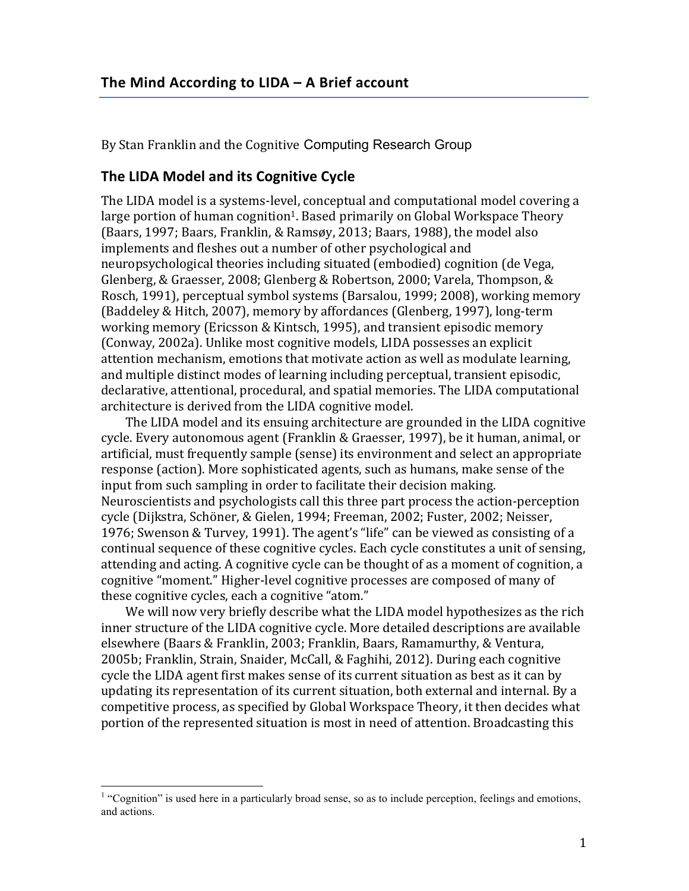## The Mind According to LIDA – A Brief account

By Stan Franklin and the Cognitive Computing Research Group

### The LIDA Model and its Cognitive Cycle

The LIDA model is a systems-level, conceptual and computational model covering a large portion of human cognition[1]. Based primarily on Global Workspace Theory (Baars, 1997; Baars, Franklin, & Ramsøy, 2013; Baars, 1988), the model also implements and fleshes out a number of other psychological and neuropsychological theories including situated (embodied) cognition (de Vega, Glenberg, & Graesser, 2008; Glenberg & Robertson, 2000; Varela, Thompson, & Rosch, 1991), perceptual symbol systems (Barsalou, 1999; 2008), working memory (Baddeley & Hitch, 2007), memory by affordances (Glenberg, 1997), long-term working memory (Ericsson & Kintsch, 1995), and transient episodic memory (Conway, 2002a). Unlike most cognitive models, LIDA possesses an explicit attention mechanism, emotions that motivate action as well as modulate learning, and multiple distinct modes of learning including perceptual, transient episodic, declarative, attentional, procedural, and spatial memories. The LIDA computational architecture is derived from the LIDA cognitive model.

The LIDA model and its ensuing architecture are grounded in the LIDA cognitive cycle. Every autonomous agent (Franklin & Graesser, 1997), be it human, animal, or artificial, must frequently sample (sense) its environment and select an appropriate response (action). More sophisticated agents, such as humans, make sense of the input from such sampling in order to facilitate their decision making. Neuroscientists and psychologists call this three part process the action-perception cycle (Dijkstra, Schöner, & Gielen, 1994; Freeman, 2002; Fuster, 2002; Neisser, 1976; Swenson & Turvey, 1991). The agent's "life" can be viewed as consisting of a continual sequence of these cognitive cycles. Each cycle constitutes a unit of sensing, attending and acting. A cognitive cycle can be thought of as a moment of cognition, a cognitive "moment." Higher-level cognitive processes are composed of many of these cognitive cycles, each a cognitive "atom."

We will now very briefly describe what the LIDA model hypothesizes as the rich inner structure of the LIDA cognitive cycle. More detailed descriptions are available elsewhere (Baars & Franklin, 2003; Franklin, Baars, Ramamurthy, & Ventura, 2005b; Franklin, Strain, Snaider, McCall, & Faghihi, 2012). During each cognitive cycle the LIDA agent first makes sense of its current situation as best as it can by updating its representation of its current situation, both external and internal. By a competitive process, as specified by Global Workspace Theory, it then decides what portion of the represented situation is most in need of attention. Broadcasting this

[1] "Cognition" is used here in a particularly broad sense, so as to include perception, feelings and emotions, and actions.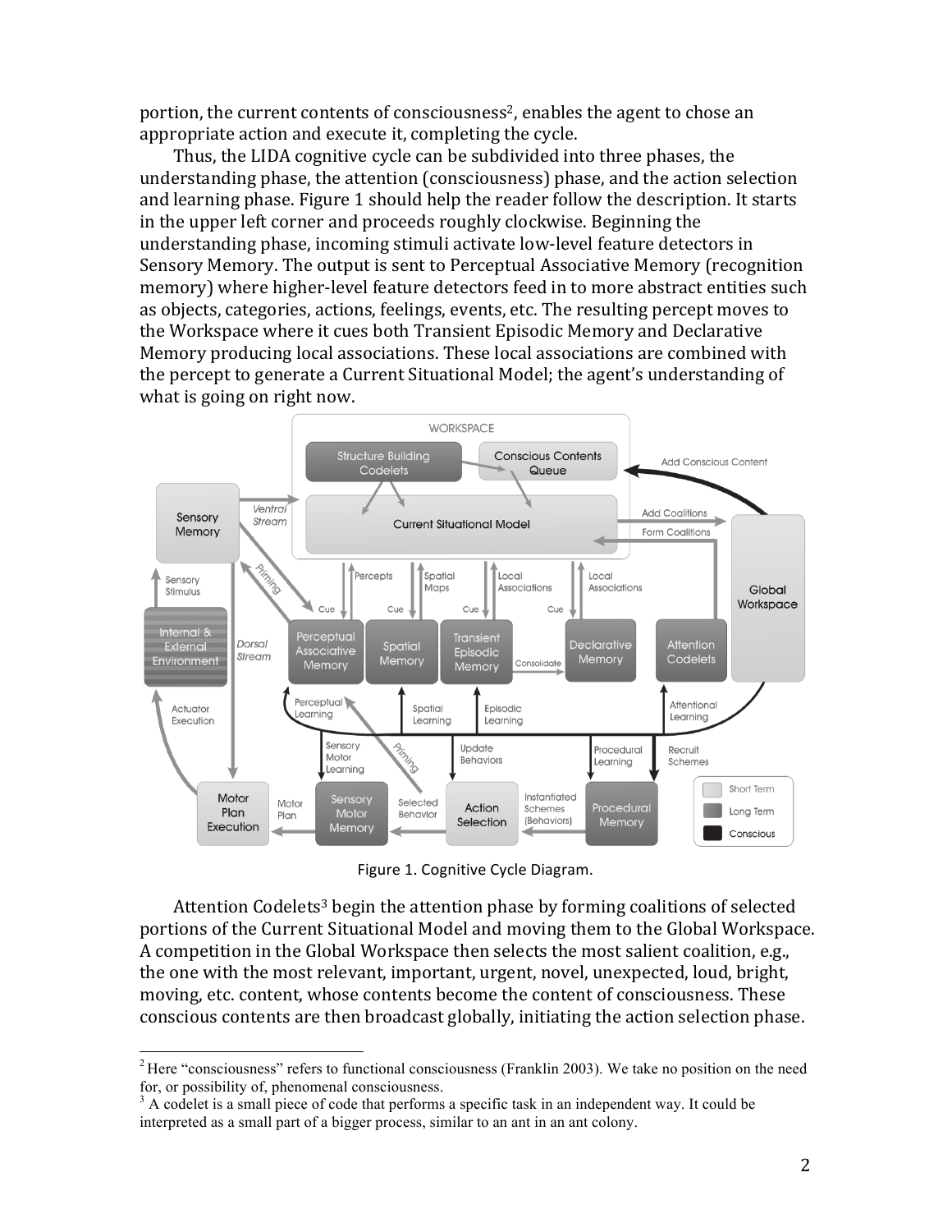portion, the current contents of consciousness[2], enables the agent to chose an appropriate action and execute it, completing the cycle.

Thus, the LIDA cognitive cycle can be subdivided into three phases, the understanding phase, the attention (consciousness) phase, and the action selection and learning phase. Figure 1 should help the reader follow the description. It starts in the upper left corner and proceeds roughly clockwise. Beginning the understanding phase, incoming stimuli activate low-level feature detectors in Sensory Memory. The output is sent to Perceptual Associative Memory (recognition memory) where higher-level feature detectors feed in to more abstract entities such as objects, categories, actions, feelings, events, etc. The resulting percept moves to the Workspace where it cues both Transient Episodic Memory and Declarative Memory producing local associations. These local associations are combined with the percept to generate a Current Situational Model; the agent's understanding of what is going on right now.

Figure 1. Cognitive Cycle Diagram.

Attention Codelets[3] begin the attention phase by forming coalitions of selected portions of the Current Situational Model and moving them to the Global Workspace. A competition in the Global Workspace then selects the most salient coalition, e.g., the one with the most relevant, important, urgent, novel, unexpected, loud, bright, moving, etc. content, whose contents become the content of consciousness. These conscious contents are then broadcast globally, initiating the action selection phase.

[2] Here "consciousness" refers to functional consciousness (Franklin 2003). We take no position on the need for, or possibility of, phenomenal consciousness.

[3] A codelet is a small piece of code that performs a specific task in an independent way. It could be interpreted as a small part of a bigger process, similar to an ant in an ant colony.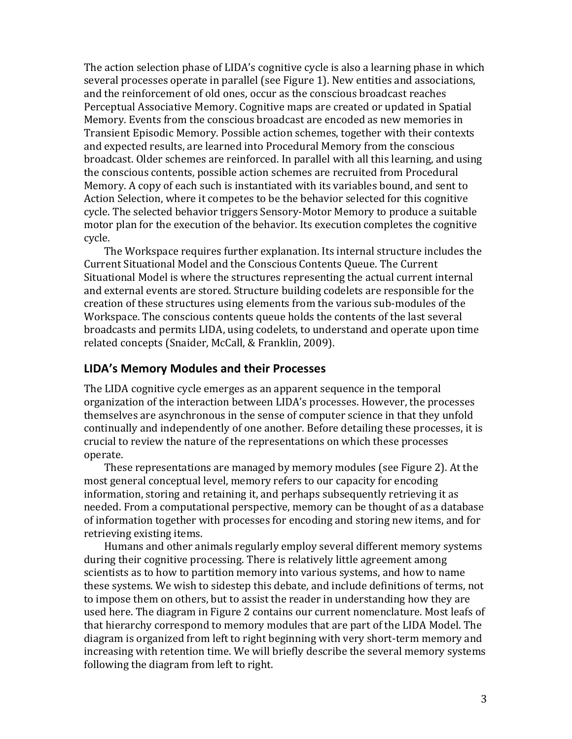The action selection phase of LIDA's cognitive cycle is also a learning phase in which several processes operate in parallel (see Figure 1). New entities and associations, and the reinforcement of old ones, occur as the conscious broadcast reaches Perceptual Associative Memory. Cognitive maps are created or updated in Spatial Memory. Events from the conscious broadcast are encoded as new memories in Transient Episodic Memory. Possible action schemes, together with their contexts and expected results, are learned into Procedural Memory from the conscious broadcast. Older schemes are reinforced. In parallel with all this learning, and using the conscious contents, possible action schemes are recruited from Procedural Memory. A copy of each such is instantiated with its variables bound, and sent to Action Selection, where it competes to be the behavior selected for this cognitive cycle. The selected behavior triggers Sensory-Motor Memory to produce a suitable motor plan for the execution of the behavior. Its execution completes the cognitive cycle.

The Workspace requires further explanation. Its internal structure includes the Current Situational Model and the Conscious Contents Queue. The Current Situational Model is where the structures representing the actual current internal and external events are stored. Structure building codelets are responsible for the creation of these structures using elements from the various sub-modules of the Workspace. The conscious contents queue holds the contents of the last several broadcasts and permits LIDA, using codelets, to understand and operate upon time related concepts (Snaider, McCall, & Franklin, 2009).

## LIDA's Memory Modules and their Processes

The LIDA cognitive cycle emerges as an apparent sequence in the temporal organization of the interaction between LIDA's processes. However, the processes themselves are asynchronous in the sense of computer science in that they unfold continually and independently of one another. Before detailing these processes, it is crucial to review the nature of the representations on which these processes operate.

These representations are managed by memory modules (see Figure 2). At the most general conceptual level, memory refers to our capacity for encoding information, storing and retaining it, and perhaps subsequently retrieving it as needed. From a computational perspective, memory can be thought of as a database of information together with processes for encoding and storing new items, and for retrieving existing items.

Humans and other animals regularly employ several different memory systems during their cognitive processing. There is relatively little agreement among scientists as to how to partition memory into various systems, and how to name these systems. We wish to sidestep this debate, and include definitions of terms, not to impose them on others, but to assist the reader in understanding how they are used here. The diagram in Figure 2 contains our current nomenclature. Most leafs of that hierarchy correspond to memory modules that are part of the LIDA Model. The diagram is organized from left to right beginning with very short-term memory and increasing with retention time. We will briefly describe the several memory systems following the diagram from left to right.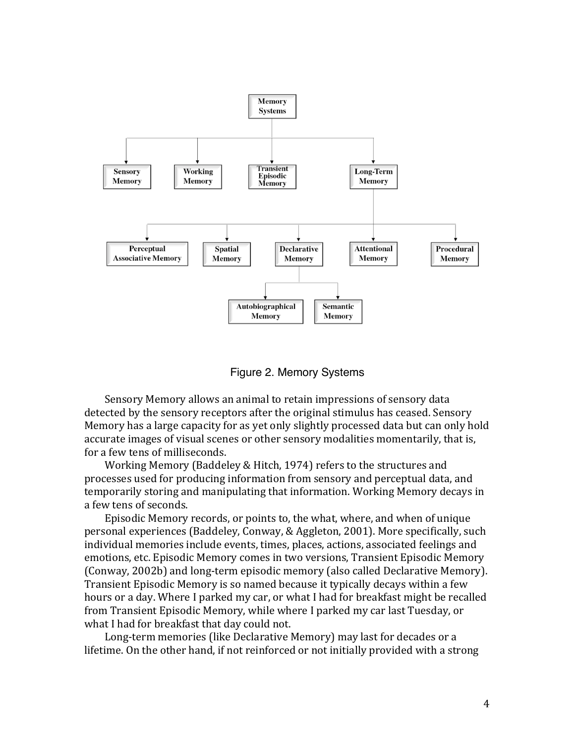Figure 2. Memory Systems

Sensory Memory allows an animal to retain impressions of sensory data detected by the sensory receptors after the original stimulus has ceased. Sensory Memory has a large capacity for as yet only slightly processed data but can only hold accurate images of visual scenes or other sensory modalities momentarily, that is, for a few tens of milliseconds.

Working Memory (Baddeley & Hitch, 1974) refers to the structures and processes used for producing information from sensory and perceptual data, and temporarily storing and manipulating that information. Working Memory decays in a few tens of seconds.

Episodic Memory records, or points to, the what, where, and when of unique personal experiences (Baddeley, Conway, & Aggleton, 2001). More specifically, such individual memories include events, times, places, actions, associated feelings and emotions, etc. Episodic Memory comes in two versions, Transient Episodic Memory (Conway, 2002b) and long-term episodic memory (also called Declarative Memory). Transient Episodic Memory is so named because it typically decays within a few hours or a day. Where I parked my car, or what I had for breakfast might be recalled from Transient Episodic Memory, while where I parked my car last Tuesday, or what I had for breakfast that day could not.

Long-term memories (like Declarative Memory) may last for decades or a lifetime. On the other hand, if not reinforced or not initially provided with a strong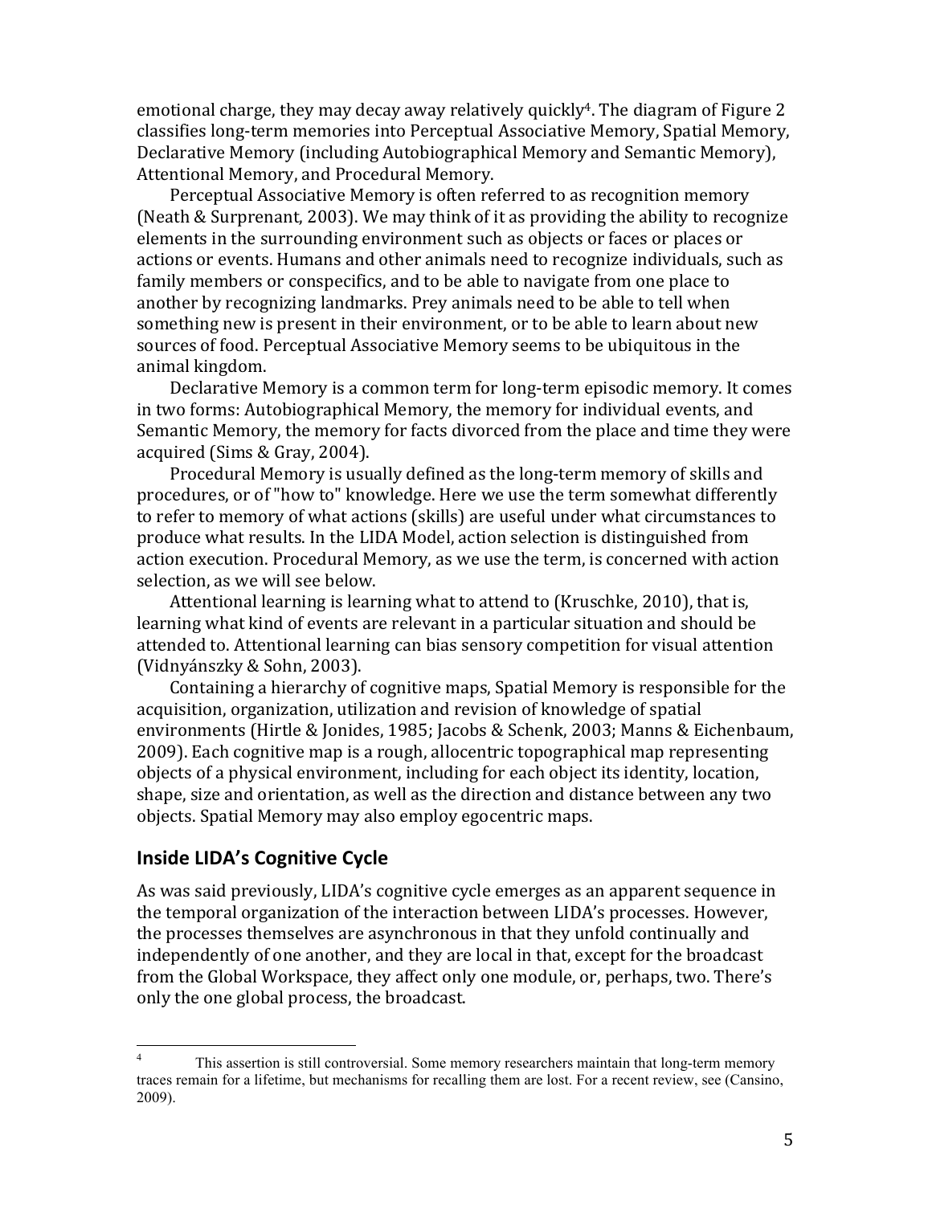emotional charge, they may decay away relatively quickly[4]. The diagram of Figure 2 classifies long-term memories into Perceptual Associative Memory, Spatial Memory, Declarative Memory (including Autobiographical Memory and Semantic Memory), Attentional Memory, and Procedural Memory.

Perceptual Associative Memory is often referred to as recognition memory (Neath & Surprenant, 2003). We may think of it as providing the ability to recognize elements in the surrounding environment such as objects or faces or places or actions or events. Humans and other animals need to recognize individuals, such as family members or conspecifics, and to be able to navigate from one place to another by recognizing landmarks. Prey animals need to be able to tell when something new is present in their environment, or to be able to learn about new sources of food. Perceptual Associative Memory seems to be ubiquitous in the animal kingdom.

Declarative Memory is a common term for long-term episodic memory. It comes in two forms: Autobiographical Memory, the memory for individual events, and Semantic Memory, the memory for facts divorced from the place and time they were acquired (Sims & Gray, 2004).

Procedural Memory is usually defined as the long-term memory of skills and procedures, or of "how to" knowledge. Here we use the term somewhat differently to refer to memory of what actions (skills) are useful under what circumstances to produce what results. In the LIDA Model, action selection is distinguished from action execution. Procedural Memory, as we use the term, is concerned with action selection, as we will see below.

Attentional learning is learning what to attend to (Kruschke, 2010), that is, learning what kind of events are relevant in a particular situation and should be attended to. Attentional learning can bias sensory competition for visual attention (Vidnyánszky & Sohn, 2003).

Containing a hierarchy of cognitive maps, Spatial Memory is responsible for the acquisition, organization, utilization and revision of knowledge of spatial environments (Hirtle & Jonides, 1985; Jacobs & Schenk, 2003; Manns & Eichenbaum, 2009). Each cognitive map is a rough, allocentric topographical map representing objects of a physical environment, including for each object its identity, location, shape, size and orientation, as well as the direction and distance between any two objects. Spatial Memory may also employ egocentric maps.

## Inside LIDA's Cognitive Cycle

As was said previously, LIDA's cognitive cycle emerges as an apparent sequence in the temporal organization of the interaction between LIDA's processes. However, the processes themselves are asynchronous in that they unfold continually and independently of one another, and they are local in that, except for the broadcast from the Global Workspace, they affect only one module, or, perhaps, two. There's only the one global process, the broadcast.

---

[4] This assertion is still controversial. Some memory researchers maintain that long-term memory traces remain for a lifetime, but mechanisms for recalling them are lost. For a recent review, see (Cansino, 2009).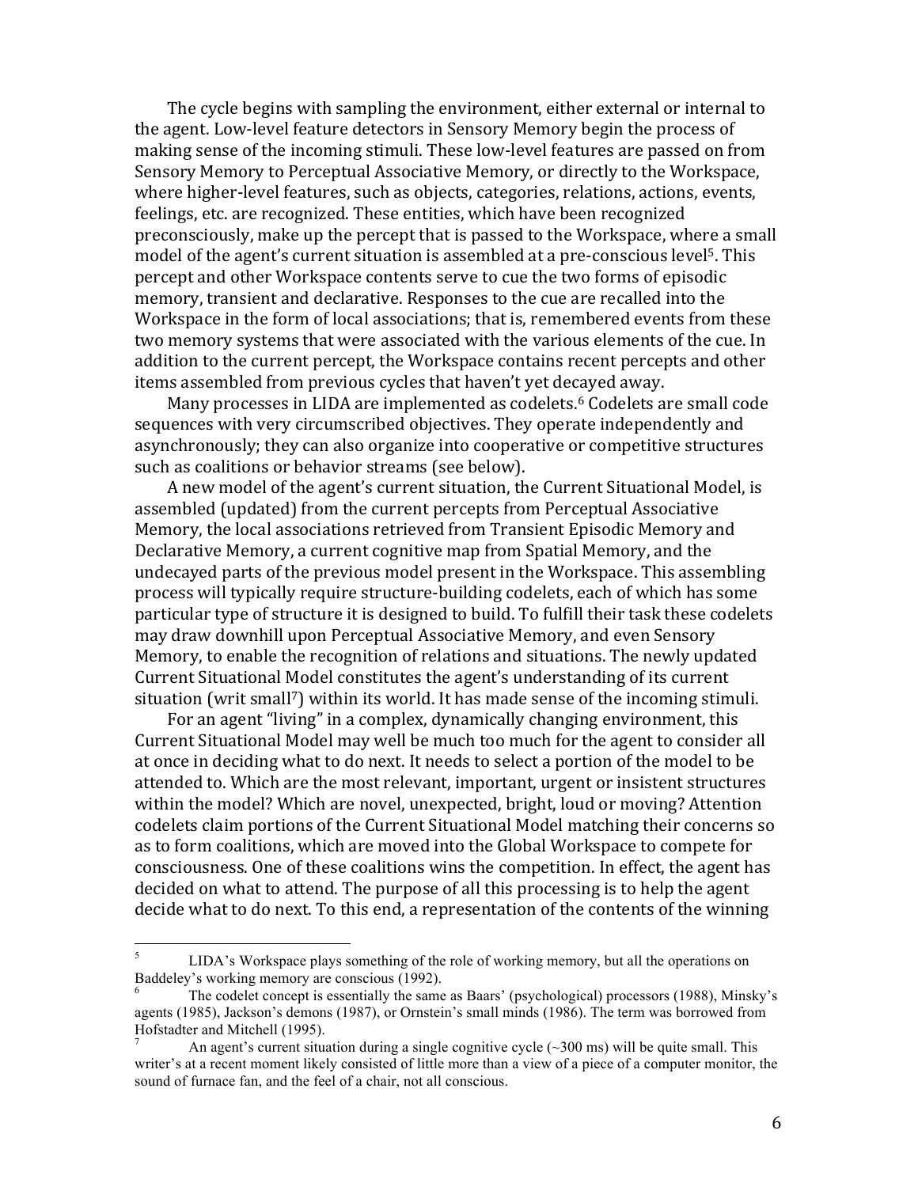The cycle begins with sampling the environment, either external or internal to the agent. Low-level feature detectors in Sensory Memory begin the process of making sense of the incoming stimuli. These low-level features are passed on from Sensory Memory to Perceptual Associative Memory, or directly to the Workspace, where higher-level features, such as objects, categories, relations, actions, events, feelings, etc. are recognized. These entities, which have been recognized preconsciously, make up the percept that is passed to the Workspace, where a small model of the agent's current situation is assembled at a pre-conscious level[5]. This percept and other Workspace contents serve to cue the two forms of episodic memory, transient and declarative. Responses to the cue are recalled into the Workspace in the form of local associations; that is, remembered events from these two memory systems that were associated with the various elements of the cue. In addition to the current percept, the Workspace contains recent percepts and other items assembled from previous cycles that haven't yet decayed away.

Many processes in LIDA are implemented as codelets.[6] Codelets are small code sequences with very circumscribed objectives. They operate independently and asynchronously; they can also organize into cooperative or competitive structures such as coalitions or behavior streams (see below).

A new model of the agent's current situation, the Current Situational Model, is assembled (updated) from the current percepts from Perceptual Associative Memory, the local associations retrieved from Transient Episodic Memory and Declarative Memory, a current cognitive map from Spatial Memory, and the undecayed parts of the previous model present in the Workspace. This assembling process will typically require structure-building codelets, each of which has some particular type of structure it is designed to build. To fulfill their task these codelets may draw downhill upon Perceptual Associative Memory, and even Sensory Memory, to enable the recognition of relations and situations. The newly updated Current Situational Model constitutes the agent's understanding of its current situation (writ small[7]) within its world. It has made sense of the incoming stimuli.

For an agent "living" in a complex, dynamically changing environment, this Current Situational Model may well be much too much for the agent to consider all at once in deciding what to do next. It needs to select a portion of the model to be attended to. Which are the most relevant, important, urgent or insistent structures within the model? Which are novel, unexpected, bright, loud or moving? Attention codelets claim portions of the Current Situational Model matching their concerns so as to form coalitions, which are moved into the Global Workspace to compete for consciousness. One of these coalitions wins the competition. In effect, the agent has decided on what to attend. The purpose of all this processing is to help the agent decide what to do next. To this end, a representation of the contents of the winning

---

[5] LIDA's Workspace plays something of the role of working memory, but all the operations on Baddeley's working memory are conscious (1992).

[6] The codelet concept is essentially the same as Baars' (psychological) processors (1988), Minsky's agents (1985), Jackson's demons (1987), or Ornstein's small minds (1986). The term was borrowed from Hofstadter and Mitchell (1995).

[7] An agent's current situation during a single cognitive cycle (~300 ms) will be quite small. This writer's at a recent moment likely consisted of little more than a view of a piece of a computer monitor, the sound of furnace fan, and the feel of a chair, not all conscious.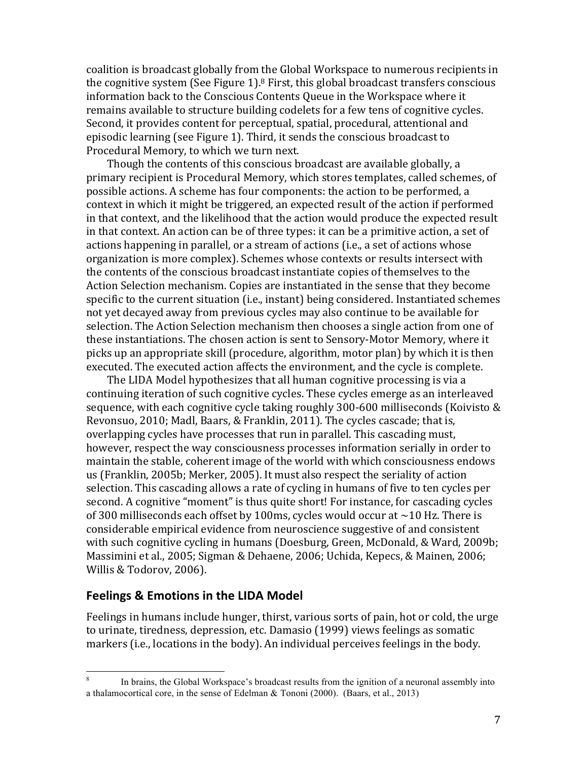coalition is broadcast globally from the Global Workspace to numerous recipients in the cognitive system (See Figure 1).[8] First, this global broadcast transfers conscious information back to the Conscious Contents Queue in the Workspace where it remains available to structure building codelets for a few tens of cognitive cycles. Second, it provides content for perceptual, spatial, procedural, attentional and episodic learning (see Figure 1). Third, it sends the conscious broadcast to Procedural Memory, to which we turn next.

Though the contents of this conscious broadcast are available globally, a primary recipient is Procedural Memory, which stores templates, called schemes, of possible actions. A scheme has four components: the action to be performed, a context in which it might be triggered, an expected result of the action if performed in that context, and the likelihood that the action would produce the expected result in that context. An action can be of three types: it can be a primitive action, a set of actions happening in parallel, or a stream of actions (i.e., a set of actions whose organization is more complex). Schemes whose contexts or results intersect with the contents of the conscious broadcast instantiate copies of themselves to the Action Selection mechanism. Copies are instantiated in the sense that they become specific to the current situation (i.e., instant) being considered. Instantiated schemes not yet decayed away from previous cycles may also continue to be available for selection. The Action Selection mechanism then chooses a single action from one of these instantiations. The chosen action is sent to Sensory-Motor Memory, where it picks up an appropriate skill (procedure, algorithm, motor plan) by which it is then executed. The executed action affects the environment, and the cycle is complete.

The LIDA Model hypothesizes that all human cognitive processing is via a continuing iteration of such cognitive cycles. These cycles emerge as an interleaved sequence, with each cognitive cycle taking roughly 300-600 milliseconds (Koivisto & Revonsuo, 2010; Madl, Baars, & Franklin, 2011). The cycles cascade; that is, overlapping cycles have processes that run in parallel. This cascading must, however, respect the way consciousness processes information serially in order to maintain the stable, coherent image of the world with which consciousness endows us (Franklin, 2005b; Merker, 2005). It must also respect the seriality of action selection. This cascading allows a rate of cycling in humans of five to ten cycles per second. A cognitive "moment" is thus quite short! For instance, for cascading cycles of 300 milliseconds each offset by 100ms, cycles would occur at ~10 Hz. There is considerable empirical evidence from neuroscience suggestive of and consistent with such cognitive cycling in humans (Doesburg, Green, McDonald, & Ward, 2009b; Massimini et al., 2005; Sigman & Dehaene, 2006; Uchida, Kepecs, & Mainen, 2006; Willis & Todorov, 2006).

## Feelings & Emotions in the LIDA Model

Feelings in humans include hunger, thirst, various sorts of pain, hot or cold, the urge to urinate, tiredness, depression, etc. Damasio (1999) views feelings as somatic markers (i.e., locations in the body). An individual perceives feelings in the body.

---

[8] In brains, the Global Workspace's broadcast results from the ignition of a neuronal assembly into a thalamocortical core, in the sense of Edelman & Tononi (2000). (Baars, et al., 2013)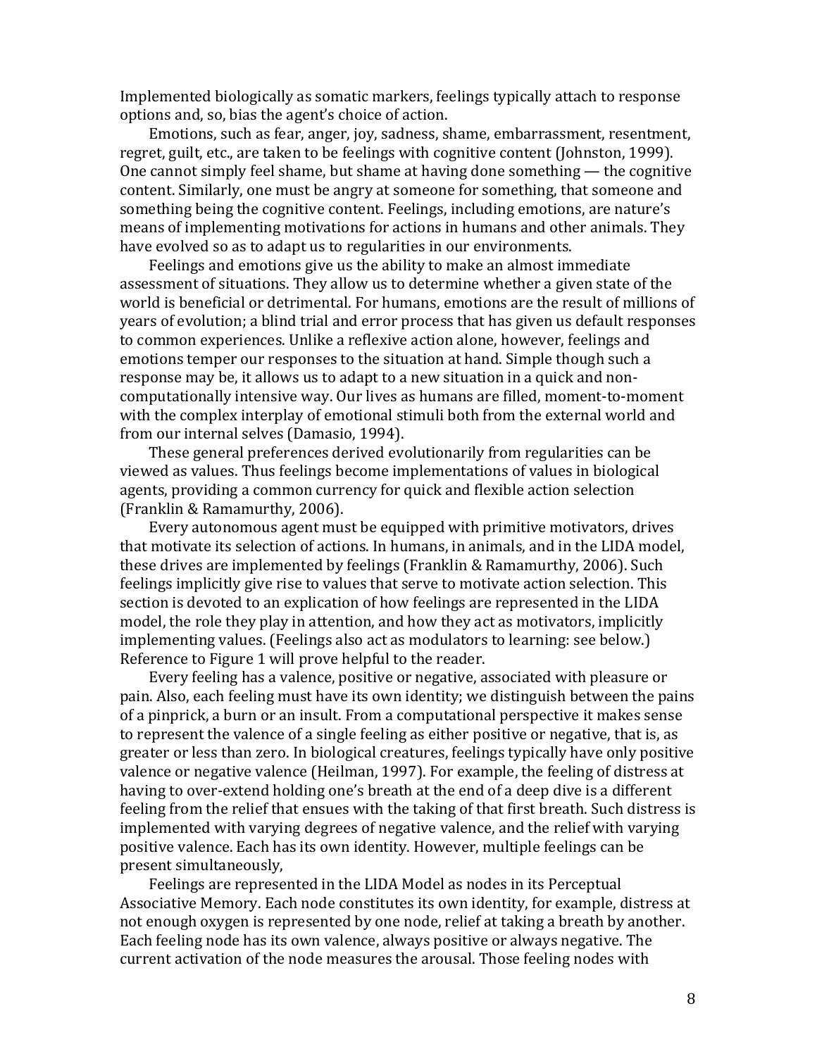Implemented biologically as somatic markers, feelings typically attach to response options and, so, bias the agent's choice of action.

Emotions, such as fear, anger, joy, sadness, shame, embarrassment, resentment, regret, guilt, etc., are taken to be feelings with cognitive content (Johnston, 1999). One cannot simply feel shame, but shame at having done something — the cognitive content. Similarly, one must be angry at someone for something, that someone and something being the cognitive content. Feelings, including emotions, are nature's means of implementing motivations for actions in humans and other animals. They have evolved so as to adapt us to regularities in our environments.

Feelings and emotions give us the ability to make an almost immediate assessment of situations. They allow us to determine whether a given state of the world is beneficial or detrimental. For humans, emotions are the result of millions of years of evolution; a blind trial and error process that has given us default responses to common experiences. Unlike a reflexive action alone, however, feelings and emotions temper our responses to the situation at hand. Simple though such a response may be, it allows us to adapt to a new situation in a quick and non-computationally intensive way. Our lives as humans are filled, moment-to-moment with the complex interplay of emotional stimuli both from the external world and from our internal selves (Damasio, 1994).

These general preferences derived evolutionarily from regularities can be viewed as values. Thus feelings become implementations of values in biological agents, providing a common currency for quick and flexible action selection (Franklin & Ramamurthy, 2006).

Every autonomous agent must be equipped with primitive motivators, drives that motivate its selection of actions. In humans, in animals, and in the LIDA model, these drives are implemented by feelings (Franklin & Ramamurthy, 2006). Such feelings implicitly give rise to values that serve to motivate action selection. This section is devoted to an explication of how feelings are represented in the LIDA model, the role they play in attention, and how they act as motivators, implicitly implementing values. (Feelings also act as modulators to learning: see below.) Reference to Figure 1 will prove helpful to the reader.

Every feeling has a valence, positive or negative, associated with pleasure or pain. Also, each feeling must have its own identity; we distinguish between the pains of a pinprick, a burn or an insult. From a computational perspective it makes sense to represent the valence of a single feeling as either positive or negative, that is, as greater or less than zero. In biological creatures, feelings typically have only positive valence or negative valence (Heilman, 1997). For example, the feeling of distress at having to over-extend holding one's breath at the end of a deep dive is a different feeling from the relief that ensues with the taking of that first breath. Such distress is implemented with varying degrees of negative valence, and the relief with varying positive valence. Each has its own identity. However, multiple feelings can be present simultaneously,

Feelings are represented in the LIDA Model as nodes in its Perceptual Associative Memory. Each node constitutes its own identity, for example, distress at not enough oxygen is represented by one node, relief at taking a breath by another. Each feeling node has its own valence, always positive or always negative. The current activation of the node measures the arousal. Those feeling nodes with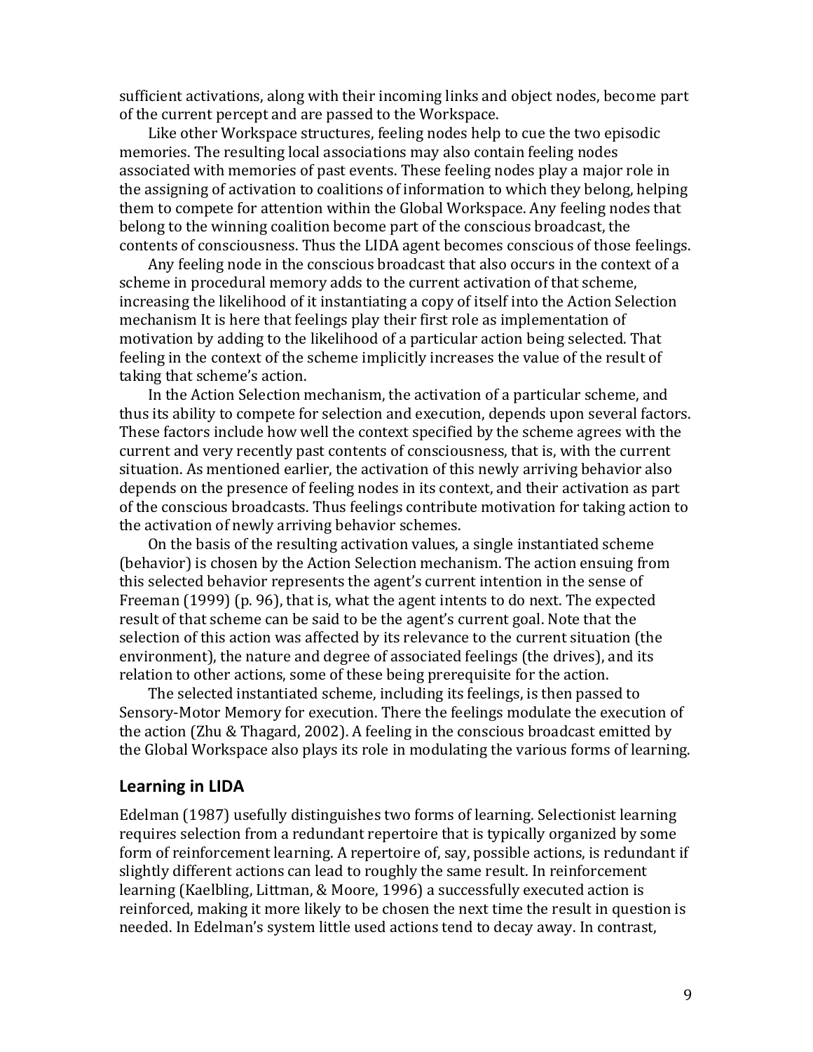sufficient activations, along with their incoming links and object nodes, become part of the current percept and are passed to the Workspace.

Like other Workspace structures, feeling nodes help to cue the two episodic memories. The resulting local associations may also contain feeling nodes associated with memories of past events. These feeling nodes play a major role in the assigning of activation to coalitions of information to which they belong, helping them to compete for attention within the Global Workspace. Any feeling nodes that belong to the winning coalition become part of the conscious broadcast, the contents of consciousness. Thus the LIDA agent becomes conscious of those feelings.

Any feeling node in the conscious broadcast that also occurs in the context of a scheme in procedural memory adds to the current activation of that scheme, increasing the likelihood of it instantiating a copy of itself into the Action Selection mechanism It is here that feelings play their first role as implementation of motivation by adding to the likelihood of a particular action being selected. That feeling in the context of the scheme implicitly increases the value of the result of taking that scheme's action.

In the Action Selection mechanism, the activation of a particular scheme, and thus its ability to compete for selection and execution, depends upon several factors. These factors include how well the context specified by the scheme agrees with the current and very recently past contents of consciousness, that is, with the current situation. As mentioned earlier, the activation of this newly arriving behavior also depends on the presence of feeling nodes in its context, and their activation as part of the conscious broadcasts. Thus feelings contribute motivation for taking action to the activation of newly arriving behavior schemes.

On the basis of the resulting activation values, a single instantiated scheme (behavior) is chosen by the Action Selection mechanism. The action ensuing from this selected behavior represents the agent's current intention in the sense of Freeman (1999) (p. 96), that is, what the agent intents to do next. The expected result of that scheme can be said to be the agent's current goal. Note that the selection of this action was affected by its relevance to the current situation (the environment), the nature and degree of associated feelings (the drives), and its relation to other actions, some of these being prerequisite for the action.

The selected instantiated scheme, including its feelings, is then passed to Sensory-Motor Memory for execution. There the feelings modulate the execution of the action (Zhu & Thagard, 2002). A feeling in the conscious broadcast emitted by the Global Workspace also plays its role in modulating the various forms of learning.

## Learning in LIDA

Edelman (1987) usefully distinguishes two forms of learning. Selectionist learning requires selection from a redundant repertoire that is typically organized by some form of reinforcement learning. A repertoire of, say, possible actions, is redundant if slightly different actions can lead to roughly the same result. In reinforcement learning (Kaelbling, Littman, & Moore, 1996) a successfully executed action is reinforced, making it more likely to be chosen the next time the result in question is needed. In Edelman's system little used actions tend to decay away. In contrast,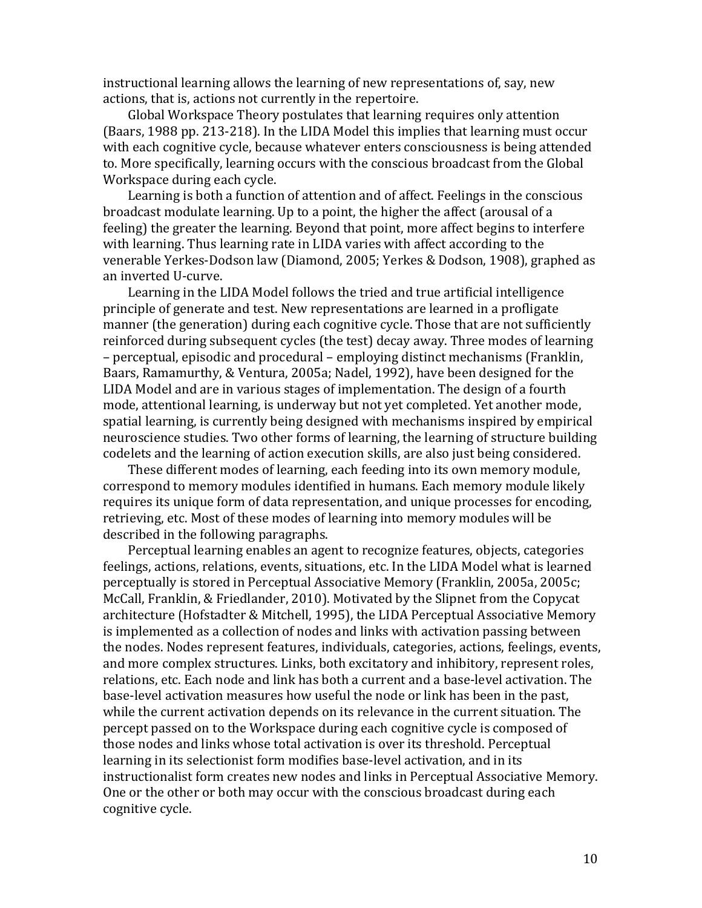instructional learning allows the learning of new representations of, say, new actions, that is, actions not currently in the repertoire.

Global Workspace Theory postulates that learning requires only attention (Baars, 1988 pp. 213-218). In the LIDA Model this implies that learning must occur with each cognitive cycle, because whatever enters consciousness is being attended to. More specifically, learning occurs with the conscious broadcast from the Global Workspace during each cycle.

Learning is both a function of attention and of affect. Feelings in the conscious broadcast modulate learning. Up to a point, the higher the affect (arousal of a feeling) the greater the learning. Beyond that point, more affect begins to interfere with learning. Thus learning rate in LIDA varies with affect according to the venerable Yerkes-Dodson law (Diamond, 2005; Yerkes & Dodson, 1908), graphed as an inverted U-curve.

Learning in the LIDA Model follows the tried and true artificial intelligence principle of generate and test. New representations are learned in a profligate manner (the generation) during each cognitive cycle. Those that are not sufficiently reinforced during subsequent cycles (the test) decay away. Three modes of learning – perceptual, episodic and procedural – employing distinct mechanisms (Franklin, Baars, Ramamurthy, & Ventura, 2005a; Nadel, 1992), have been designed for the LIDA Model and are in various stages of implementation. The design of a fourth mode, attentional learning, is underway but not yet completed. Yet another mode, spatial learning, is currently being designed with mechanisms inspired by empirical neuroscience studies. Two other forms of learning, the learning of structure building codelets and the learning of action execution skills, are also just being considered.

These different modes of learning, each feeding into its own memory module, correspond to memory modules identified in humans. Each memory module likely requires its unique form of data representation, and unique processes for encoding, retrieving, etc. Most of these modes of learning into memory modules will be described in the following paragraphs.

Perceptual learning enables an agent to recognize features, objects, categories feelings, actions, relations, events, situations, etc. In the LIDA Model what is learned perceptually is stored in Perceptual Associative Memory (Franklin, 2005a, 2005c; McCall, Franklin, & Friedlander, 2010). Motivated by the Slipnet from the Copycat architecture (Hofstadter & Mitchell, 1995), the LIDA Perceptual Associative Memory is implemented as a collection of nodes and links with activation passing between the nodes. Nodes represent features, individuals, categories, actions, feelings, events, and more complex structures. Links, both excitatory and inhibitory, represent roles, relations, etc. Each node and link has both a current and a base-level activation. The base-level activation measures how useful the node or link has been in the past, while the current activation depends on its relevance in the current situation. The percept passed on to the Workspace during each cognitive cycle is composed of those nodes and links whose total activation is over its threshold. Perceptual learning in its selectionist form modifies base-level activation, and in its instructionalist form creates new nodes and links in Perceptual Associative Memory. One or the other or both may occur with the conscious broadcast during each cognitive cycle.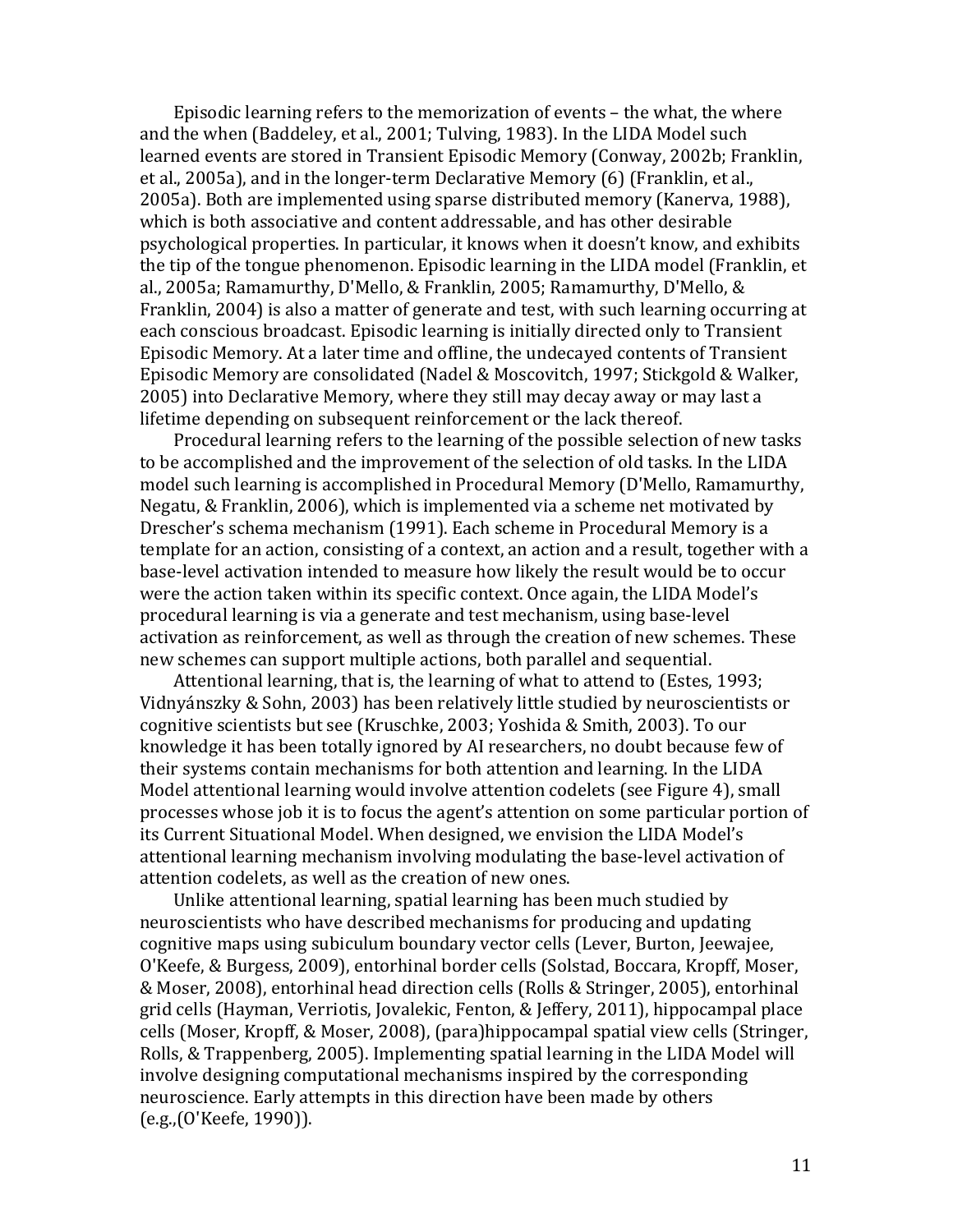Episodic learning refers to the memorization of events – the what, the where and the when (Baddeley, et al., 2001; Tulving, 1983). In the LIDA Model such learned events are stored in Transient Episodic Memory (Conway, 2002b; Franklin, et al., 2005a), and in the longer-term Declarative Memory (6) (Franklin, et al., 2005a). Both are implemented using sparse distributed memory (Kanerva, 1988), which is both associative and content addressable, and has other desirable psychological properties. In particular, it knows when it doesn't know, and exhibits the tip of the tongue phenomenon. Episodic learning in the LIDA model (Franklin, et al., 2005a; Ramamurthy, D'Mello, & Franklin, 2005; Ramamurthy, D'Mello, & Franklin, 2004) is also a matter of generate and test, with such learning occurring at each conscious broadcast. Episodic learning is initially directed only to Transient Episodic Memory. At a later time and offline, the undecayed contents of Transient Episodic Memory are consolidated (Nadel & Moscovitch, 1997; Stickgold & Walker, 2005) into Declarative Memory, where they still may decay away or may last a lifetime depending on subsequent reinforcement or the lack thereof.

Procedural learning refers to the learning of the possible selection of new tasks to be accomplished and the improvement of the selection of old tasks. In the LIDA model such learning is accomplished in Procedural Memory (D'Mello, Ramamurthy, Negatu, & Franklin, 2006), which is implemented via a scheme net motivated by Drescher's schema mechanism (1991). Each scheme in Procedural Memory is a template for an action, consisting of a context, an action and a result, together with a base-level activation intended to measure how likely the result would be to occur were the action taken within its specific context. Once again, the LIDA Model's procedural learning is via a generate and test mechanism, using base-level activation as reinforcement, as well as through the creation of new schemes. These new schemes can support multiple actions, both parallel and sequential.

Attentional learning, that is, the learning of what to attend to (Estes, 1993; Vidnyánszky & Sohn, 2003) has been relatively little studied by neuroscientists or cognitive scientists but see (Kruschke, 2003; Yoshida & Smith, 2003). To our knowledge it has been totally ignored by AI researchers, no doubt because few of their systems contain mechanisms for both attention and learning. In the LIDA Model attentional learning would involve attention codelets (see Figure 4), small processes whose job it is to focus the agent's attention on some particular portion of its Current Situational Model. When designed, we envision the LIDA Model's attentional learning mechanism involving modulating the base-level activation of attention codelets, as well as the creation of new ones.

Unlike attentional learning, spatial learning has been much studied by neuroscientists who have described mechanisms for producing and updating cognitive maps using subiculum boundary vector cells (Lever, Burton, Jeewajee, O'Keefe, & Burgess, 2009), entorhinal border cells (Solstad, Boccara, Kropff, Moser, & Moser, 2008), entorhinal head direction cells (Rolls & Stringer, 2005), entorhinal grid cells (Hayman, Verriotis, Jovalekic, Fenton, & Jeffery, 2011), hippocampal place cells (Moser, Kropff, & Moser, 2008), (para)hippocampal spatial view cells (Stringer, Rolls, & Trappenberg, 2005). Implementing spatial learning in the LIDA Model will involve designing computational mechanisms inspired by the corresponding neuroscience. Early attempts in this direction have been made by others (e.g.,(O'Keefe, 1990)).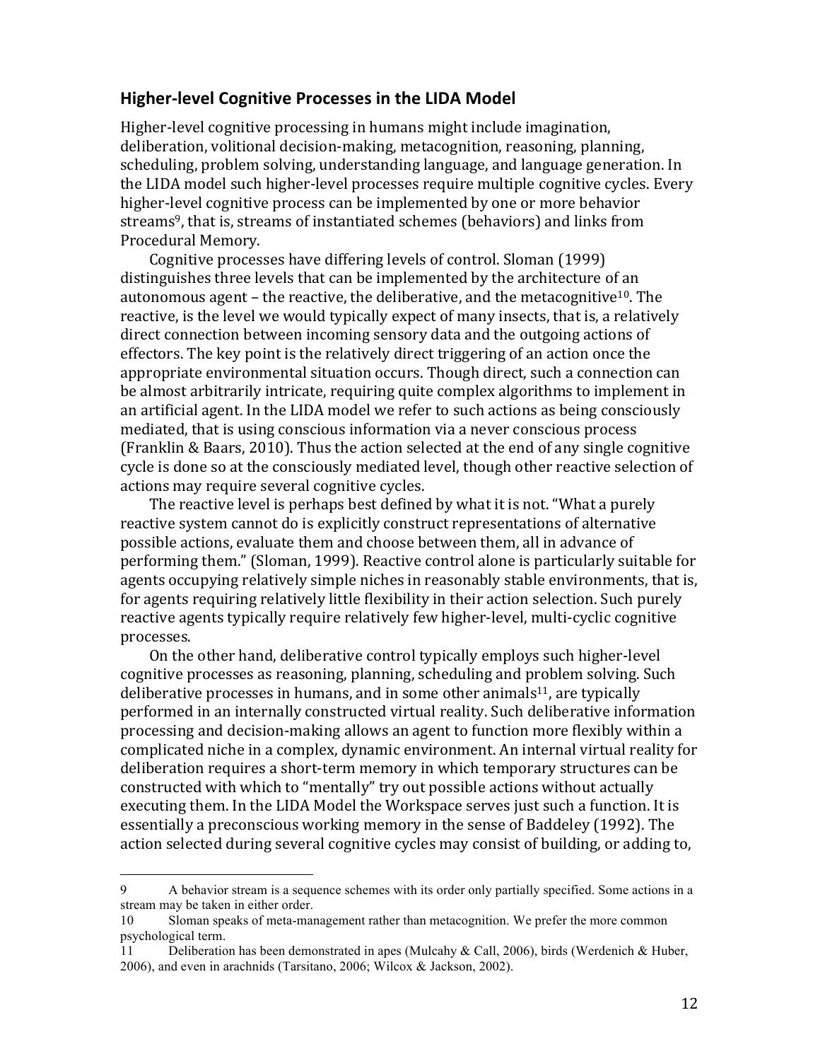## Higher-level Cognitive Processes in the LIDA Model

Higher-level cognitive processing in humans might include imagination, deliberation, volitional decision-making, metacognition, reasoning, planning, scheduling, problem solving, understanding language, and language generation. In the LIDA model such higher-level processes require multiple cognitive cycles. Every higher-level cognitive process can be implemented by one or more behavior streams[9], that is, streams of instantiated schemes (behaviors) and links from Procedural Memory.

Cognitive processes have differing levels of control. Sloman (1999) distinguishes three levels that can be implemented by the architecture of an autonomous agent – the reactive, the deliberative, and the metacognitive[10]. The reactive, is the level we would typically expect of many insects, that is, a relatively direct connection between incoming sensory data and the outgoing actions of effectors. The key point is the relatively direct triggering of an action once the appropriate environmental situation occurs. Though direct, such a connection can be almost arbitrarily intricate, requiring quite complex algorithms to implement in an artificial agent. In the LIDA model we refer to such actions as being consciously mediated, that is using conscious information via a never conscious process (Franklin & Baars, 2010). Thus the action selected at the end of any single cognitive cycle is done so at the consciously mediated level, though other reactive selection of actions may require several cognitive cycles.

The reactive level is perhaps best defined by what it is not. "What a purely reactive system cannot do is explicitly construct representations of alternative possible actions, evaluate them and choose between them, all in advance of performing them." (Sloman, 1999). Reactive control alone is particularly suitable for agents occupying relatively simple niches in reasonably stable environments, that is, for agents requiring relatively little flexibility in their action selection. Such purely reactive agents typically require relatively few higher-level, multi-cyclic cognitive processes.

On the other hand, deliberative control typically employs such higher-level cognitive processes as reasoning, planning, scheduling and problem solving. Such deliberative processes in humans, and in some other animals[11], are typically performed in an internally constructed virtual reality. Such deliberative information processing and decision-making allows an agent to function more flexibly within a complicated niche in a complex, dynamic environment. An internal virtual reality for deliberation requires a short-term memory in which temporary structures can be constructed with which to "mentally" try out possible actions without actually executing them. In the LIDA Model the Workspace serves just such a function. It is essentially a preconscious working memory in the sense of Baddeley (1992). The action selected during several cognitive cycles may consist of building, or adding to,

---

9 A behavior stream is a sequence schemes with its order only partially specified. Some actions in a stream may be taken in either order.

10 Sloman speaks of meta-management rather than metacognition. We prefer the more common psychological term.

11 Deliberation has been demonstrated in apes (Mulcahy & Call, 2006), birds (Werdenich & Huber, 2006), and even in arachnids (Tarsitano, 2006; Wilcox & Jackson, 2002).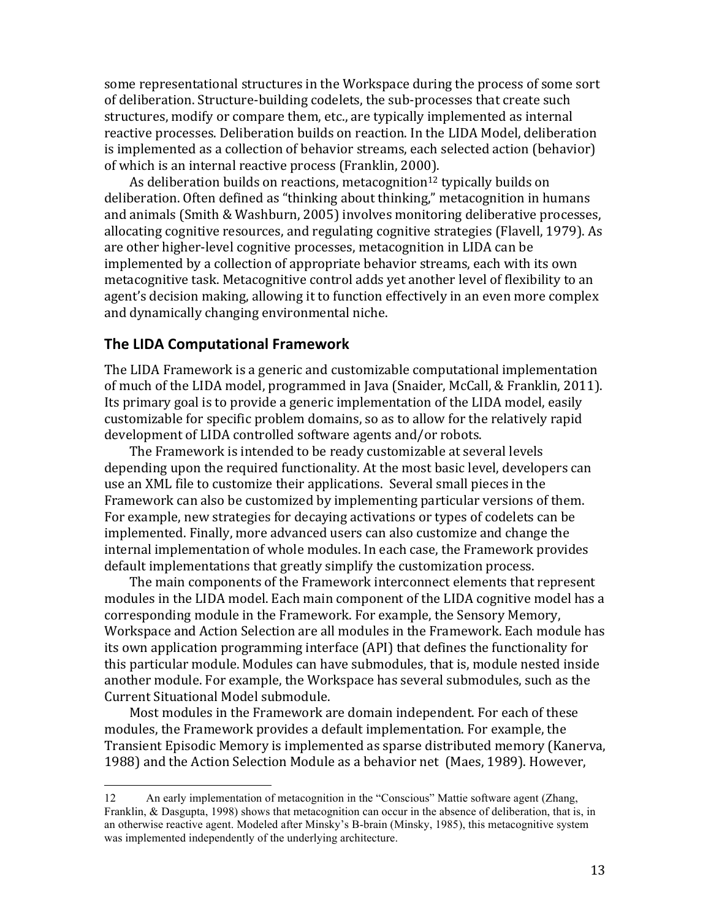some representational structures in the Workspace during the process of some sort of deliberation. Structure-building codelets, the sub-processes that create such structures, modify or compare them, etc., are typically implemented as internal reactive processes. Deliberation builds on reaction. In the LIDA Model, deliberation is implemented as a collection of behavior streams, each selected action (behavior) of which is an internal reactive process (Franklin, 2000).

As deliberation builds on reactions, metacognition[12] typically builds on deliberation. Often defined as "thinking about thinking," metacognition in humans and animals (Smith & Washburn, 2005) involves monitoring deliberative processes, allocating cognitive resources, and regulating cognitive strategies (Flavell, 1979). As are other higher-level cognitive processes, metacognition in LIDA can be implemented by a collection of appropriate behavior streams, each with its own metacognitive task. Metacognitive control adds yet another level of flexibility to an agent's decision making, allowing it to function effectively in an even more complex and dynamically changing environmental niche.

## The LIDA Computational Framework

The LIDA Framework is a generic and customizable computational implementation of much of the LIDA model, programmed in Java (Snaider, McCall, & Franklin, 2011). Its primary goal is to provide a generic implementation of the LIDA model, easily customizable for specific problem domains, so as to allow for the relatively rapid development of LIDA controlled software agents and/or robots.

The Framework is intended to be ready customizable at several levels depending upon the required functionality. At the most basic level, developers can use an XML file to customize their applications. Several small pieces in the Framework can also be customized by implementing particular versions of them. For example, new strategies for decaying activations or types of codelets can be implemented. Finally, more advanced users can also customize and change the internal implementation of whole modules. In each case, the Framework provides default implementations that greatly simplify the customization process.

The main components of the Framework interconnect elements that represent modules in the LIDA model. Each main component of the LIDA cognitive model has a corresponding module in the Framework. For example, the Sensory Memory, Workspace and Action Selection are all modules in the Framework. Each module has its own application programming interface (API) that defines the functionality for this particular module. Modules can have submodules, that is, module nested inside another module. For example, the Workspace has several submodules, such as the Current Situational Model submodule.

Most modules in the Framework are domain independent. For each of these modules, the Framework provides a default implementation. For example, the Transient Episodic Memory is implemented as sparse distributed memory (Kanerva, 1988) and the Action Selection Module as a behavior net (Maes, 1989). However,

---

12 An early implementation of metacognition in the "Conscious" Mattie software agent (Zhang, Franklin, & Dasgupta, 1998) shows that metacognition can occur in the absence of deliberation, that is, in an otherwise reactive agent. Modeled after Minsky's B-brain (Minsky, 1985), this metacognitive system was implemented independently of the underlying architecture.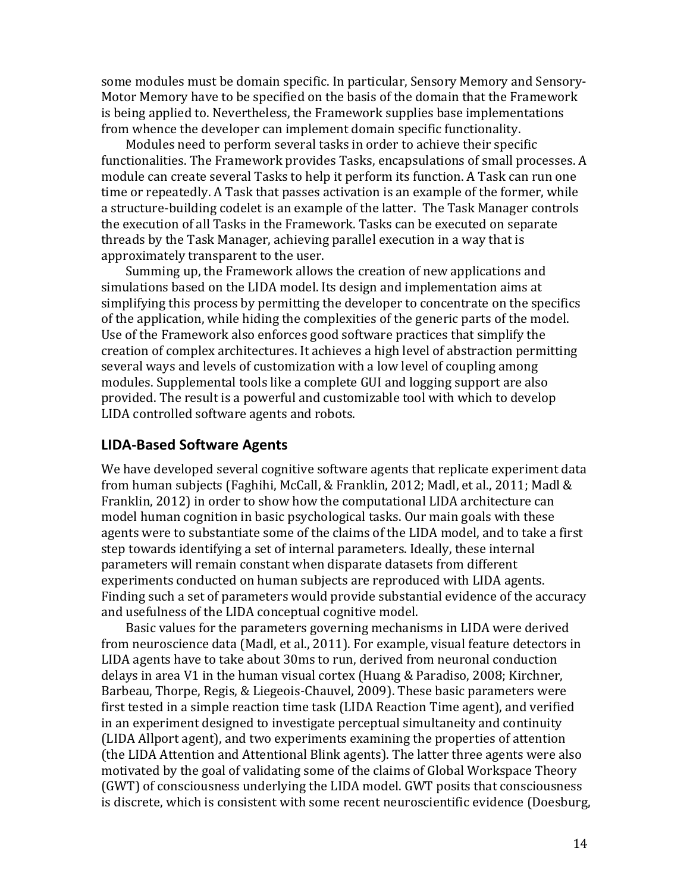some modules must be domain specific. In particular, Sensory Memory and Sensory-Motor Memory have to be specified on the basis of the domain that the Framework is being applied to. Nevertheless, the Framework supplies base implementations from whence the developer can implement domain specific functionality.

Modules need to perform several tasks in order to achieve their specific functionalities. The Framework provides Tasks, encapsulations of small processes. A module can create several Tasks to help it perform its function. A Task can run one time or repeatedly. A Task that passes activation is an example of the former, while a structure-building codelet is an example of the latter. The Task Manager controls the execution of all Tasks in the Framework. Tasks can be executed on separate threads by the Task Manager, achieving parallel execution in a way that is approximately transparent to the user.

Summing up, the Framework allows the creation of new applications and simulations based on the LIDA model. Its design and implementation aims at simplifying this process by permitting the developer to concentrate on the specifics of the application, while hiding the complexities of the generic parts of the model. Use of the Framework also enforces good software practices that simplify the creation of complex architectures. It achieves a high level of abstraction permitting several ways and levels of customization with a low level of coupling among modules. Supplemental tools like a complete GUI and logging support are also provided. The result is a powerful and customizable tool with which to develop LIDA controlled software agents and robots.

## LIDA-Based Software Agents

We have developed several cognitive software agents that replicate experiment data from human subjects (Faghihi, McCall, & Franklin, 2012; Madl, et al., 2011; Madl & Franklin, 2012) in order to show how the computational LIDA architecture can model human cognition in basic psychological tasks. Our main goals with these agents were to substantiate some of the claims of the LIDA model, and to take a first step towards identifying a set of internal parameters. Ideally, these internal parameters will remain constant when disparate datasets from different experiments conducted on human subjects are reproduced with LIDA agents. Finding such a set of parameters would provide substantial evidence of the accuracy and usefulness of the LIDA conceptual cognitive model.

Basic values for the parameters governing mechanisms in LIDA were derived from neuroscience data (Madl, et al., 2011). For example, visual feature detectors in LIDA agents have to take about 30ms to run, derived from neuronal conduction delays in area V1 in the human visual cortex (Huang & Paradiso, 2008; Kirchner, Barbeau, Thorpe, Regis, & Liegeois-Chauvel, 2009). These basic parameters were first tested in a simple reaction time task (LIDA Reaction Time agent), and verified in an experiment designed to investigate perceptual simultaneity and continuity (LIDA Allport agent), and two experiments examining the properties of attention (the LIDA Attention and Attentional Blink agents). The latter three agents were also motivated by the goal of validating some of the claims of Global Workspace Theory (GWT) of consciousness underlying the LIDA model. GWT posits that consciousness is discrete, which is consistent with some recent neuroscientific evidence (Doesburg,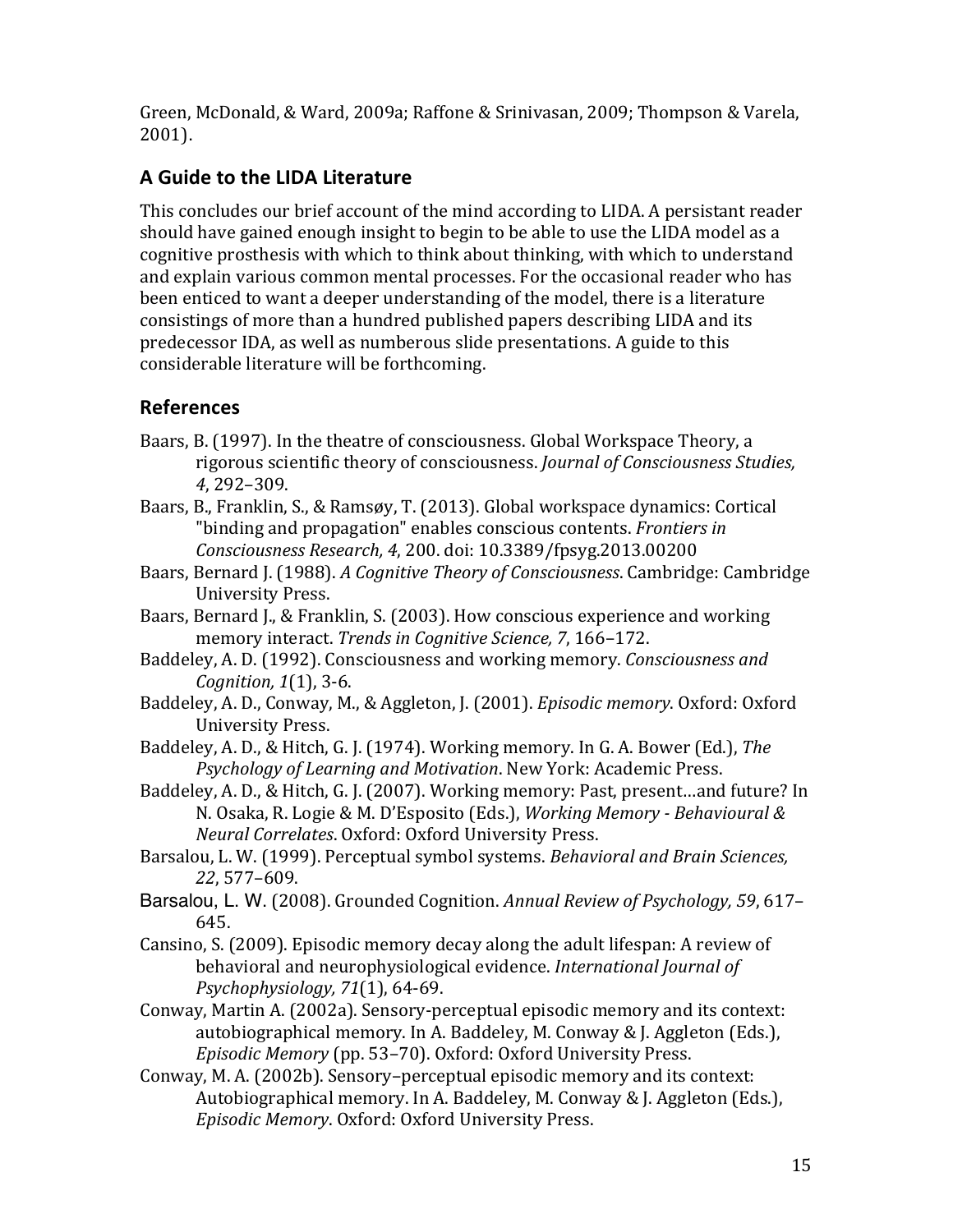Green, McDonald, & Ward, 2009a; Raffone & Srinivasan, 2009; Thompson & Varela, 2001).

## A Guide to the LIDA Literature

This concludes our brief account of the mind according to LIDA. A persistant reader should have gained enough insight to begin to be able to use the LIDA model as a cognitive prosthesis with which to think about thinking, with which to understand and explain various common mental processes. For the occasional reader who has been enticed to want a deeper understanding of the model, there is a literature consistings of more than a hundred published papers describing LIDA and its predecessor IDA, as well as numberous slide presentations. A guide to this considerable literature will be forthcoming.

## References

Baars, B. (1997). In the theatre of consciousness. Global Workspace Theory, a rigorous scientific theory of consciousness. *Journal of Consciousness Studies, 4*, 292–309.

Baars, B., Franklin, S., & Ramsøy, T. (2013). Global workspace dynamics: Cortical "binding and propagation" enables conscious contents. *Frontiers in Consciousness Research, 4*, 200. doi: 10.3389/fpsyg.2013.00200

Baars, Bernard J. (1988). *A Cognitive Theory of Consciousness*. Cambridge: Cambridge University Press.

Baars, Bernard J., & Franklin, S. (2003). How conscious experience and working memory interact. *Trends in Cognitive Science, 7*, 166–172.

Baddeley, A. D. (1992). Consciousness and working memory. *Consciousness and Cognition, 1*(1), 3-6.

Baddeley, A. D., Conway, M., & Aggleton, J. (2001). *Episodic memory*. Oxford: Oxford University Press.

Baddeley, A. D., & Hitch, G. J. (1974). Working memory. In G. A. Bower (Ed.), *The Psychology of Learning and Motivation*. New York: Academic Press.

Baddeley, A. D., & Hitch, G. J. (2007). Working memory: Past, present…and future? In N. Osaka, R. Logie & M. D'Esposito (Eds.), *Working Memory - Behavioural & Neural Correlates*. Oxford: Oxford University Press.

Barsalou, L. W. (1999). Perceptual symbol systems. *Behavioral and Brain Sciences, 22*, 577–609.

Barsalou, L. W. (2008). Grounded Cognition. *Annual Review of Psychology, 59*, 617–645.

Cansino, S. (2009). Episodic memory decay along the adult lifespan: A review of behavioral and neurophysiological evidence. *International Journal of Psychophysiology, 71*(1), 64-69.

Conway, Martin A. (2002a). Sensory-perceptual episodic memory and its context: autobiographical memory. In A. Baddeley, M. Conway & J. Aggleton (Eds.), *Episodic Memory* (pp. 53–70). Oxford: Oxford University Press.

Conway, M. A. (2002b). Sensory–perceptual episodic memory and its context: Autobiographical memory. In A. Baddeley, M. Conway & J. Aggleton (Eds.), *Episodic Memory*. Oxford: Oxford University Press.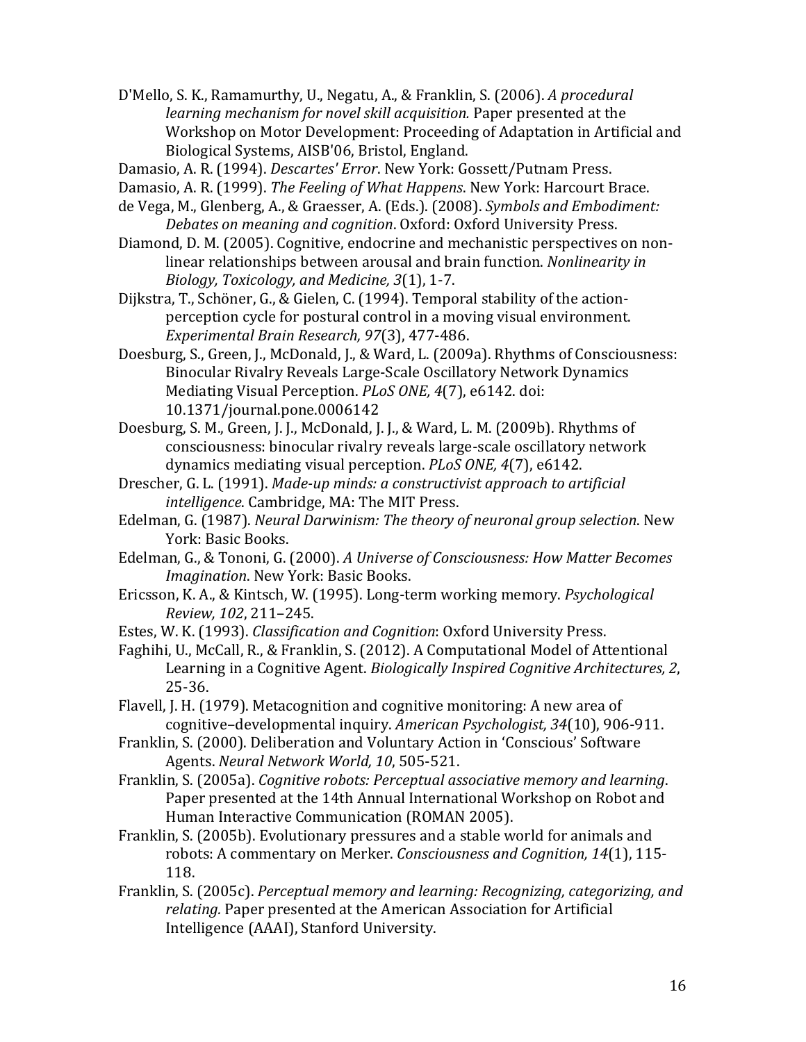D'Mello, S. K., Ramamurthy, U., Negatu, A., & Franklin, S. (2006). *A procedural learning mechanism for novel skill acquisition.* Paper presented at the Workshop on Motor Development: Proceeding of Adaptation in Artificial and Biological Systems, AISB'06, Bristol, England.

Damasio, A. R. (1994). *Descartes' Error*. New York: Gossett/Putnam Press.

Damasio, A. R. (1999). *The Feeling of What Happens*. New York: Harcourt Brace.

de Vega, M., Glenberg, A., & Graesser, A. (Eds.). (2008). *Symbols and Embodiment: Debates on meaning and cognition*. Oxford: Oxford University Press.

Diamond, D. M. (2005). Cognitive, endocrine and mechanistic perspectives on non-linear relationships between arousal and brain function. *Nonlinearity in Biology, Toxicology, and Medicine, 3*(1), 1-7.

Dijkstra, T., Schöner, G., & Gielen, C. (1994). Temporal stability of the action-perception cycle for postural control in a moving visual environment. *Experimental Brain Research, 97*(3), 477-486.

Doesburg, S., Green, J., McDonald, J., & Ward, L. (2009a). Rhythms of Consciousness: Binocular Rivalry Reveals Large-Scale Oscillatory Network Dynamics Mediating Visual Perception. *PLoS ONE, 4*(7), e6142. doi: 10.1371/journal.pone.0006142

Doesburg, S. M., Green, J. J., McDonald, J. J., & Ward, L. M. (2009b). Rhythms of consciousness: binocular rivalry reveals large-scale oscillatory network dynamics mediating visual perception. *PLoS ONE, 4*(7), e6142.

Drescher, G. L. (1991). *Made-up minds: a constructivist approach to artificial intelligence*. Cambridge, MA: The MIT Press.

Edelman, G. (1987). *Neural Darwinism: The theory of neuronal group selection*. New York: Basic Books.

Edelman, G., & Tononi, G. (2000). *A Universe of Consciousness: How Matter Becomes Imagination*. New York: Basic Books.

Ericsson, K. A., & Kintsch, W. (1995). Long-term working memory. *Psychological Review, 102*, 211–245.

Estes, W. K. (1993). *Classification and Cognition*: Oxford University Press.

Faghihi, U., McCall, R., & Franklin, S. (2012). A Computational Model of Attentional Learning in a Cognitive Agent. *Biologically Inspired Cognitive Architectures, 2*, 25-36.

Flavell, J. H. (1979). Metacognition and cognitive monitoring: A new area of cognitive–developmental inquiry. *American Psychologist, 34*(10), 906-911.

Franklin, S. (2000). Deliberation and Voluntary Action in 'Conscious' Software Agents. *Neural Network World, 10*, 505-521.

Franklin, S. (2005a). *Cognitive robots: Perceptual associative memory and learning*. Paper presented at the 14th Annual International Workshop on Robot and Human Interactive Communication (ROMAN 2005).

Franklin, S. (2005b). Evolutionary pressures and a stable world for animals and robots: A commentary on Merker. *Consciousness and Cognition, 14*(1), 115-118.

Franklin, S. (2005c). *Perceptual memory and learning: Recognizing, categorizing, and relating.* Paper presented at the American Association for Artificial Intelligence (AAAI), Stanford University.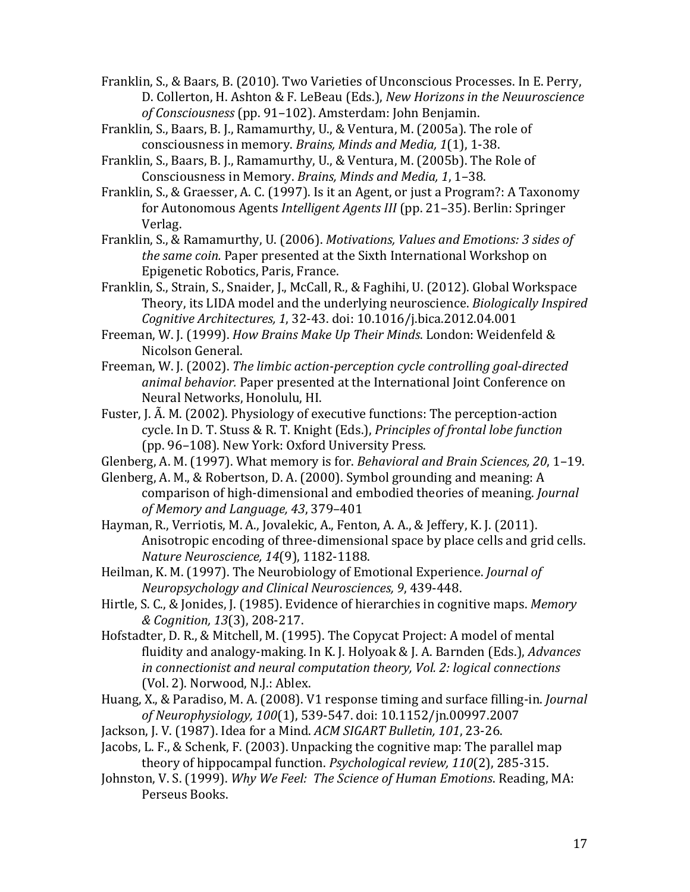Franklin, S., & Baars, B. (2010). Two Varieties of Unconscious Processes. In E. Perry, D. Collerton, H. Ashton & F. LeBeau (Eds.), *New Horizons in the Neuuroscience of Consciousness* (pp. 91–102). Amsterdam: John Benjamin.

Franklin, S., Baars, B. J., Ramamurthy, U., & Ventura, M. (2005a). The role of consciousness in memory. *Brains, Minds and Media, 1*(1), 1-38.

Franklin, S., Baars, B. J., Ramamurthy, U., & Ventura, M. (2005b). The Role of Consciousness in Memory. *Brains, Minds and Media, 1*, 1–38.

Franklin, S., & Graesser, A. C. (1997). Is it an Agent, or just a Program?: A Taxonomy for Autonomous Agents *Intelligent Agents III* (pp. 21–35). Berlin: Springer Verlag.

Franklin, S., & Ramamurthy, U. (2006). *Motivations, Values and Emotions: 3 sides of the same coin.* Paper presented at the Sixth International Workshop on Epigenetic Robotics, Paris, France.

Franklin, S., Strain, S., Snaider, J., McCall, R., & Faghihi, U. (2012). Global Workspace Theory, its LIDA model and the underlying neuroscience. *Biologically Inspired Cognitive Architectures, 1*, 32-43. doi: 10.1016/j.bica.2012.04.001

Freeman, W. J. (1999). *How Brains Make Up Their Minds*. London: Weidenfeld & Nicolson General.

Freeman, W. J. (2002). *The limbic action-perception cycle controlling goal-directed animal behavior.* Paper presented at the International Joint Conference on Neural Networks, Honolulu, HI.

Fuster, J. Ã. M. (2002). Physiology of executive functions: The perception-action cycle. In D. T. Stuss & R. T. Knight (Eds.), *Principles of frontal lobe function* (pp. 96–108). New York: Oxford University Press.

Glenberg, A. M. (1997). What memory is for. *Behavioral and Brain Sciences, 20*, 1–19.

Glenberg, A. M., & Robertson, D. A. (2000). Symbol grounding and meaning: A comparison of high-dimensional and embodied theories of meaning. *Journal of Memory and Language, 43*, 379–401

Hayman, R., Verriotis, M. A., Jovalekic, A., Fenton, A. A., & Jeffery, K. J. (2011). Anisotropic encoding of three-dimensional space by place cells and grid cells. *Nature Neuroscience, 14*(9), 1182-1188.

Heilman, K. M. (1997). The Neurobiology of Emotional Experience. *Journal of Neuropsychology and Clinical Neurosciences, 9*, 439-448.

Hirtle, S. C., & Jonides, J. (1985). Evidence of hierarchies in cognitive maps. *Memory & Cognition, 13*(3), 208-217.

Hofstadter, D. R., & Mitchell, M. (1995). The Copycat Project: A model of mental fluidity and analogy-making. In K. J. Holyoak & J. A. Barnden (Eds.), *Advances in connectionist and neural computation theory, Vol. 2: logical connections* (Vol. 2). Norwood, N.J.: Ablex.

Huang, X., & Paradiso, M. A. (2008). V1 response timing and surface filling-in. *Journal of Neurophysiology, 100*(1), 539-547. doi: 10.1152/jn.00997.2007

Jackson, J. V. (1987). Idea for a Mind. *ACM SIGART Bulletin, 101*, 23-26.

Jacobs, L. F., & Schenk, F. (2003). Unpacking the cognitive map: The parallel map theory of hippocampal function. *Psychological review, 110*(2), 285-315.

Johnston, V. S. (1999). *Why We Feel: The Science of Human Emotions*. Reading, MA: Perseus Books.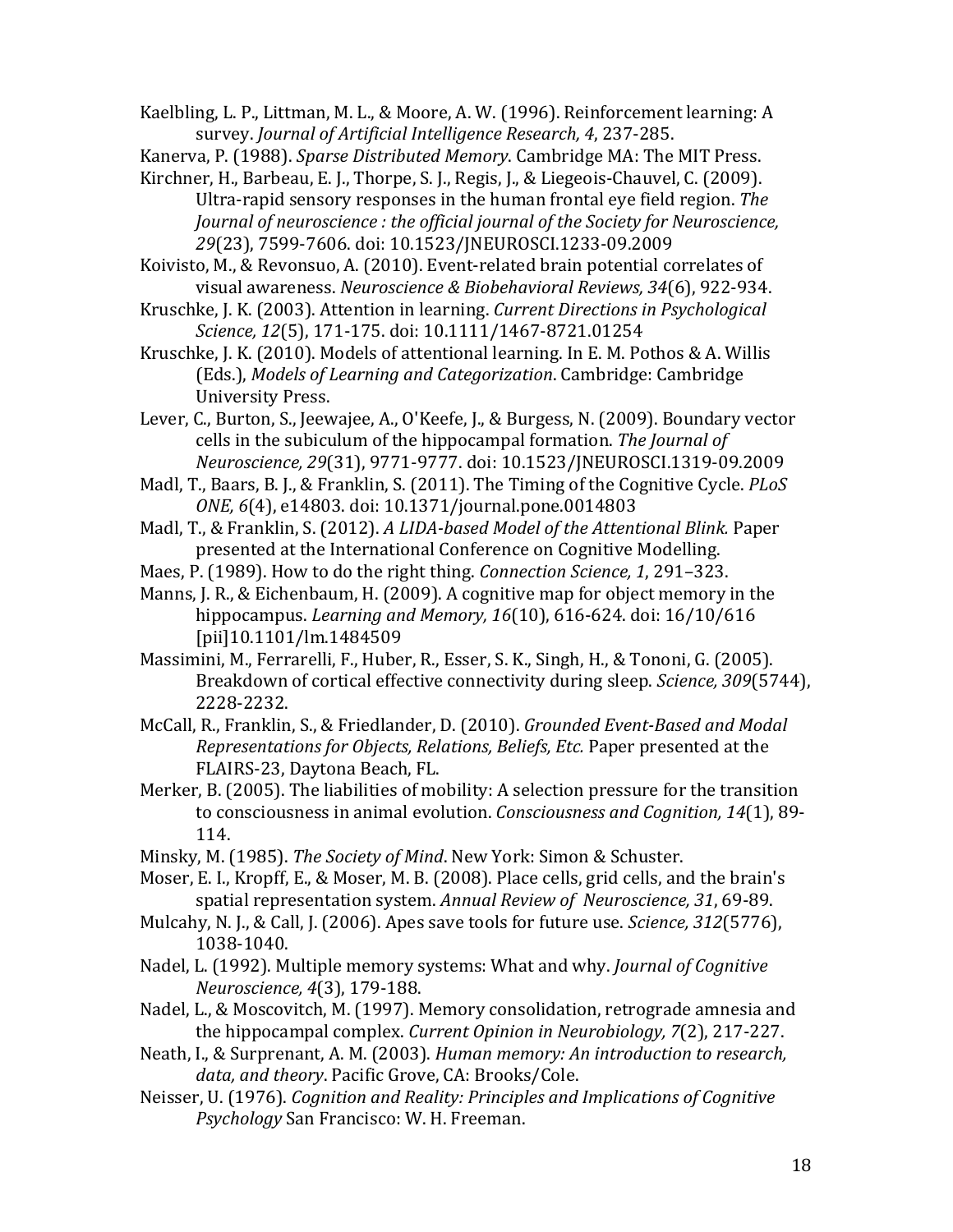Kaelbling, L. P., Littman, M. L., & Moore, A. W. (1996). Reinforcement learning: A survey. *Journal of Artificial Intelligence Research, 4*, 237-285.

Kanerva, P. (1988). *Sparse Distributed Memory*. Cambridge MA: The MIT Press.

Kirchner, H., Barbeau, E. J., Thorpe, S. J., Regis, J., & Liegeois-Chauvel, C. (2009). Ultra-rapid sensory responses in the human frontal eye field region. *The Journal of neuroscience : the official journal of the Society for Neuroscience, 29*(23), 7599-7606. doi: 10.1523/JNEUROSCI.1233-09.2009

Koivisto, M., & Revonsuo, A. (2010). Event-related brain potential correlates of visual awareness. *Neuroscience & Biobehavioral Reviews, 34*(6), 922-934.

Kruschke, J. K. (2003). Attention in learning. *Current Directions in Psychological Science, 12*(5), 171-175. doi: 10.1111/1467-8721.01254

Kruschke, J. K. (2010). Models of attentional learning. In E. M. Pothos & A. Willis (Eds.), *Models of Learning and Categorization*. Cambridge: Cambridge University Press.

Lever, C., Burton, S., Jeewajee, A., O'Keefe, J., & Burgess, N. (2009). Boundary vector cells in the subiculum of the hippocampal formation. *The Journal of Neuroscience, 29*(31), 9771-9777. doi: 10.1523/JNEUROSCI.1319-09.2009

Madl, T., Baars, B. J., & Franklin, S. (2011). The Timing of the Cognitive Cycle. *PLoS ONE, 6*(4), e14803. doi: 10.1371/journal.pone.0014803

Madl, T., & Franklin, S. (2012). *A LIDA-based Model of the Attentional Blink.* Paper presented at the International Conference on Cognitive Modelling.

Maes, P. (1989). How to do the right thing. *Connection Science, 1*, 291–323.

Manns, J. R., & Eichenbaum, H. (2009). A cognitive map for object memory in the hippocampus. *Learning and Memory, 16*(10), 616-624. doi: 16/10/616 [pii]10.1101/lm.1484509

Massimini, M., Ferrarelli, F., Huber, R., Esser, S. K., Singh, H., & Tononi, G. (2005). Breakdown of cortical effective connectivity during sleep. *Science, 309*(5744), 2228-2232.

McCall, R., Franklin, S., & Friedlander, D. (2010). *Grounded Event-Based and Modal Representations for Objects, Relations, Beliefs, Etc.* Paper presented at the FLAIRS-23, Daytona Beach, FL.

Merker, B. (2005). The liabilities of mobility: A selection pressure for the transition to consciousness in animal evolution. *Consciousness and Cognition, 14*(1), 89-114.

Minsky, M. (1985). *The Society of Mind*. New York: Simon & Schuster.

Moser, E. I., Kropff, E., & Moser, M. B. (2008). Place cells, grid cells, and the brain's spatial representation system. *Annual Review of Neuroscience, 31*, 69-89.

Mulcahy, N. J., & Call, J. (2006). Apes save tools for future use. *Science, 312*(5776), 1038-1040.

Nadel, L. (1992). Multiple memory systems: What and why. *Journal of Cognitive Neuroscience, 4*(3), 179-188.

Nadel, L., & Moscovitch, M. (1997). Memory consolidation, retrograde amnesia and the hippocampal complex. *Current Opinion in Neurobiology, 7*(2), 217-227.

Neath, I., & Surprenant, A. M. (2003). *Human memory: An introduction to research, data, and theory*. Pacific Grove, CA: Brooks/Cole.

Neisser, U. (1976). *Cognition and Reality: Principles and Implications of Cognitive Psychology* San Francisco: W. H. Freeman.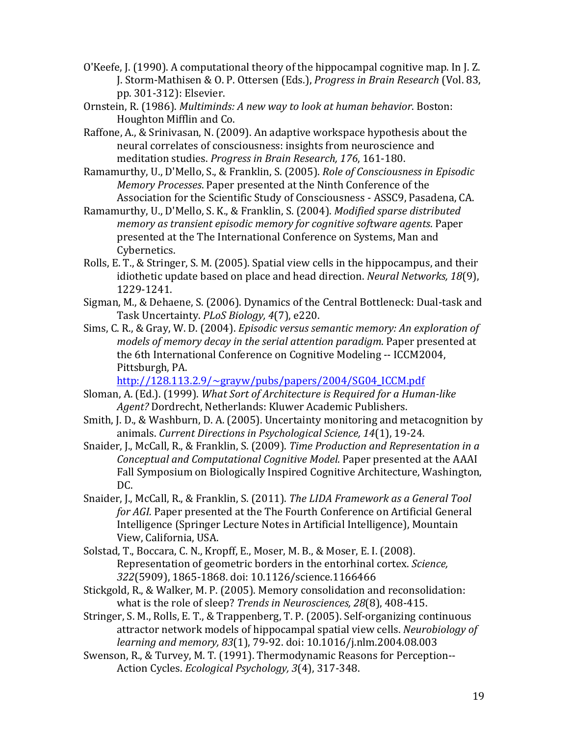O'Keefe, J. (1990). A computational theory of the hippocampal cognitive map. In J. Z. J. Storm-Mathisen & O. P. Ottersen (Eds.), *Progress in Brain Research* (Vol. 83, pp. 301-312): Elsevier.

Ornstein, R. (1986). *Multiminds: A new way to look at human behavior*. Boston: Houghton Mifflin and Co.

Raffone, A., & Srinivasan, N. (2009). An adaptive workspace hypothesis about the neural correlates of consciousness: insights from neuroscience and meditation studies. *Progress in Brain Research, 176*, 161-180.

Ramamurthy, U., D'Mello, S., & Franklin, S. (2005). *Role of Consciousness in Episodic Memory Processes*. Paper presented at the Ninth Conference of the Association for the Scientific Study of Consciousness - ASSC9, Pasadena, CA.

Ramamurthy, U., D'Mello, S. K., & Franklin, S. (2004). *Modified sparse distributed memory as transient episodic memory for cognitive software agents*. Paper presented at the The International Conference on Systems, Man and Cybernetics.

Rolls, E. T., & Stringer, S. M. (2005). Spatial view cells in the hippocampus, and their idiothetic update based on place and head direction. *Neural Networks, 18*(9), 1229-1241.

Sigman, M., & Dehaene, S. (2006). Dynamics of the Central Bottleneck: Dual-task and Task Uncertainty. *PLoS Biology, 4*(7), e220.

Sims, C. R., & Gray, W. D. (2004). *Episodic versus semantic memory: An exploration of models of memory decay in the serial attention paradigm*. Paper presented at the 6th International Conference on Cognitive Modeling -- ICCM2004, Pittsburgh, PA. http://128.113.2.9/~grayw/pubs/papers/2004/SG04_ICCM.pdf

Sloman, A. (Ed.). (1999). *What Sort of Architecture is Required for a Human-like Agent?* Dordrecht, Netherlands: Kluwer Academic Publishers.

Smith, J. D., & Washburn, D. A. (2005). Uncertainty monitoring and metacognition by animals. *Current Directions in Psychological Science, 14*(1), 19-24.

Snaider, J., McCall, R., & Franklin, S. (2009). *Time Production and Representation in a Conceptual and Computational Cognitive Model*. Paper presented at the AAAI Fall Symposium on Biologically Inspired Cognitive Architecture, Washington, DC.

Snaider, J., McCall, R., & Franklin, S. (2011). *The LIDA Framework as a General Tool for AGI.* Paper presented at the The Fourth Conference on Artificial General Intelligence (Springer Lecture Notes in Artificial Intelligence), Mountain View, California, USA.

Solstad, T., Boccara, C. N., Kropff, E., Moser, M. B., & Moser, E. I. (2008). Representation of geometric borders in the entorhinal cortex. *Science, 322*(5909), 1865-1868. doi: 10.1126/science.1166466

Stickgold, R., & Walker, M. P. (2005). Memory consolidation and reconsolidation: what is the role of sleep? *Trends in Neurosciences, 28*(8), 408-415.

Stringer, S. M., Rolls, E. T., & Trappenberg, T. P. (2005). Self-organizing continuous attractor network models of hippocampal spatial view cells. *Neurobiology of learning and memory, 83*(1), 79-92. doi: 10.1016/j.nlm.2004.08.003

Swenson, R., & Turvey, M. T. (1991). Thermodynamic Reasons for Perception--Action Cycles. *Ecological Psychology, 3*(4), 317-348.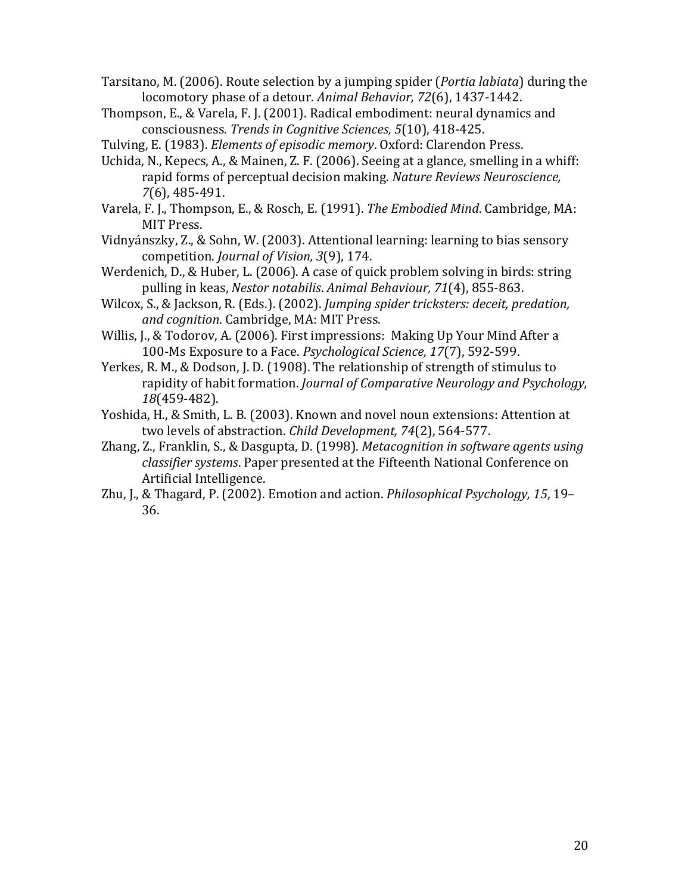Tarsitano, M. (2006). Route selection by a jumping spider (*Portia labiata*) during the locomotory phase of a detour. *Animal Behavior, 72*(6), 1437-1442.

Thompson, E., & Varela, F. J. (2001). Radical embodiment: neural dynamics and consciousness. *Trends in Cognitive Sciences, 5*(10), 418-425.

Tulving, E. (1983). *Elements of episodic memory*. Oxford: Clarendon Press.

Uchida, N., Kepecs, A., & Mainen, Z. F. (2006). Seeing at a glance, smelling in a whiff: rapid forms of perceptual decision making. *Nature Reviews Neuroscience, 7*(6), 485-491.

Varela, F. J., Thompson, E., & Rosch, E. (1991). *The Embodied Mind*. Cambridge, MA: MIT Press.

Vidnyánszky, Z., & Sohn, W. (2003). Attentional learning: learning to bias sensory competition. *Journal of Vision, 3*(9), 174.

Werdenich, D., & Huber, L. (2006). A case of quick problem solving in birds: string pulling in keas, *Nestor notabilis*. *Animal Behaviour, 71*(4), 855-863.

Wilcox, S., & Jackson, R. (Eds.). (2002). *Jumping spider tricksters: deceit, predation, and cognition*. Cambridge, MA: MIT Press.

Willis, J., & Todorov, A. (2006). First impressions: Making Up Your Mind After a 100-Ms Exposure to a Face. *Psychological Science, 17*(7), 592-599.

Yerkes, R. M., & Dodson, J. D. (1908). The relationship of strength of stimulus to rapidity of habit formation. *Journal of Comparative Neurology and Psychology, 18*(459-482).

Yoshida, H., & Smith, L. B. (2003). Known and novel noun extensions: Attention at two levels of abstraction. *Child Development, 74*(2), 564-577.

Zhang, Z., Franklin, S., & Dasgupta, D. (1998). *Metacognition in software agents using classifier systems*. Paper presented at the Fifteenth National Conference on Artificial Intelligence.

Zhu, J., & Thagard, P. (2002). Emotion and action. *Philosophical Psychology, 15*, 19–36.